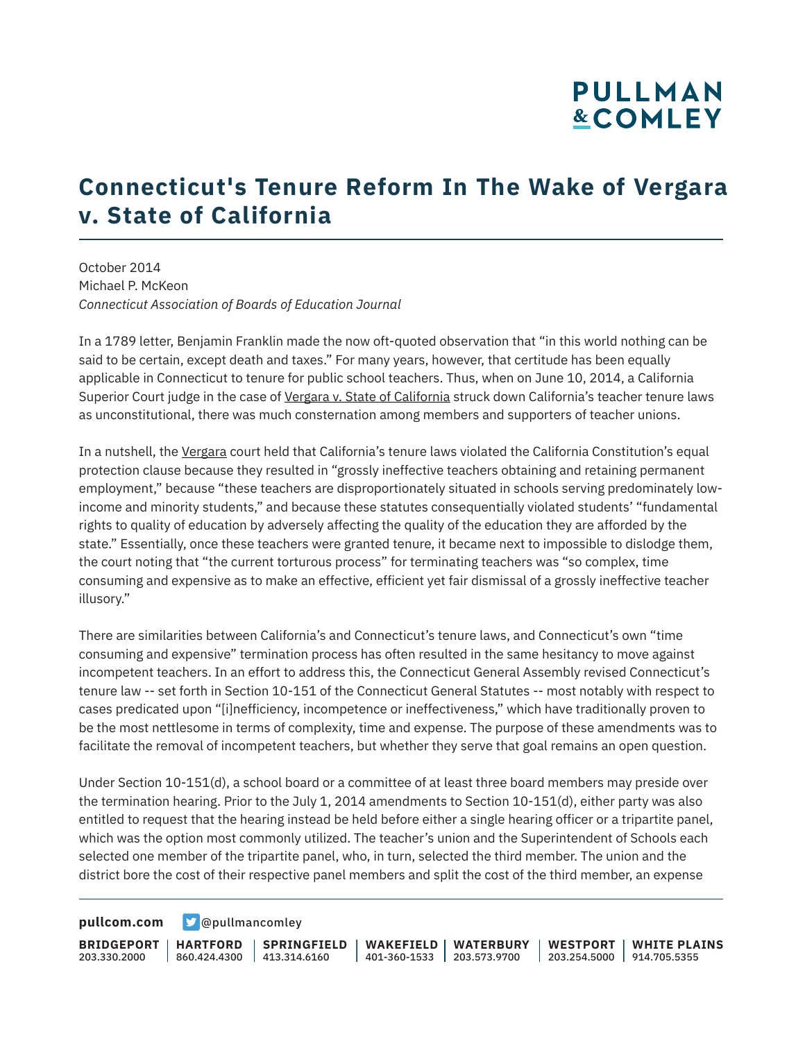# Connecticut's Tenure Reform In The Wake of Vergara v. State of California

October 2014
Michael P. McKeon
*Connecticut Association of Boards of Education Journal*

In a 1789 letter, Benjamin Franklin made the now oft-quoted observation that "in this world nothing can be said to be certain, except death and taxes." For many years, however, that certitude has been equally applicable in Connecticut to tenure for public school teachers. Thus, when on June 10, 2014, a California Superior Court judge in the case of Vergara v. State of California struck down California's teacher tenure laws as unconstitutional, there was much consternation among members and supporters of teacher unions.

In a nutshell, the Vergara court held that California's tenure laws violated the California Constitution's equal protection clause because they resulted in "grossly ineffective teachers obtaining and retaining permanent employment," because "these teachers are disproportionately situated in schools serving predominately low-income and minority students," and because these statutes consequentially violated students' "fundamental rights to quality of education by adversely affecting the quality of the education they are afforded by the state." Essentially, once these teachers were granted tenure, it became next to impossible to dislodge them, the court noting that "the current torturous process" for terminating teachers was "so complex, time consuming and expensive as to make an effective, efficient yet fair dismissal of a grossly ineffective teacher illusory."

There are similarities between California's and Connecticut's tenure laws, and Connecticut's own "time consuming and expensive" termination process has often resulted in the same hesitancy to move against incompetent teachers. In an effort to address this, the Connecticut General Assembly revised Connecticut's tenure law -- set forth in Section 10-151 of the Connecticut General Statutes -- most notably with respect to cases predicated upon "[i]nefficiency, incompetence or ineffectiveness," which have traditionally proven to be the most nettlesome in terms of complexity, time and expense. The purpose of these amendments was to facilitate the removal of incompetent teachers, but whether they serve that goal remains an open question.

Under Section 10-151(d), a school board or a committee of at least three board members may preside over the termination hearing. Prior to the July 1, 2014 amendments to Section 10-151(d), either party was also entitled to request that the hearing instead be held before either a single hearing officer or a tripartite panel, which was the option most commonly utilized. The teacher's union and the Superintendent of Schools each selected one member of the tripartite panel, who, in turn, selected the third member. The union and the district bore the cost of their respective panel members and split the cost of the third member, an expense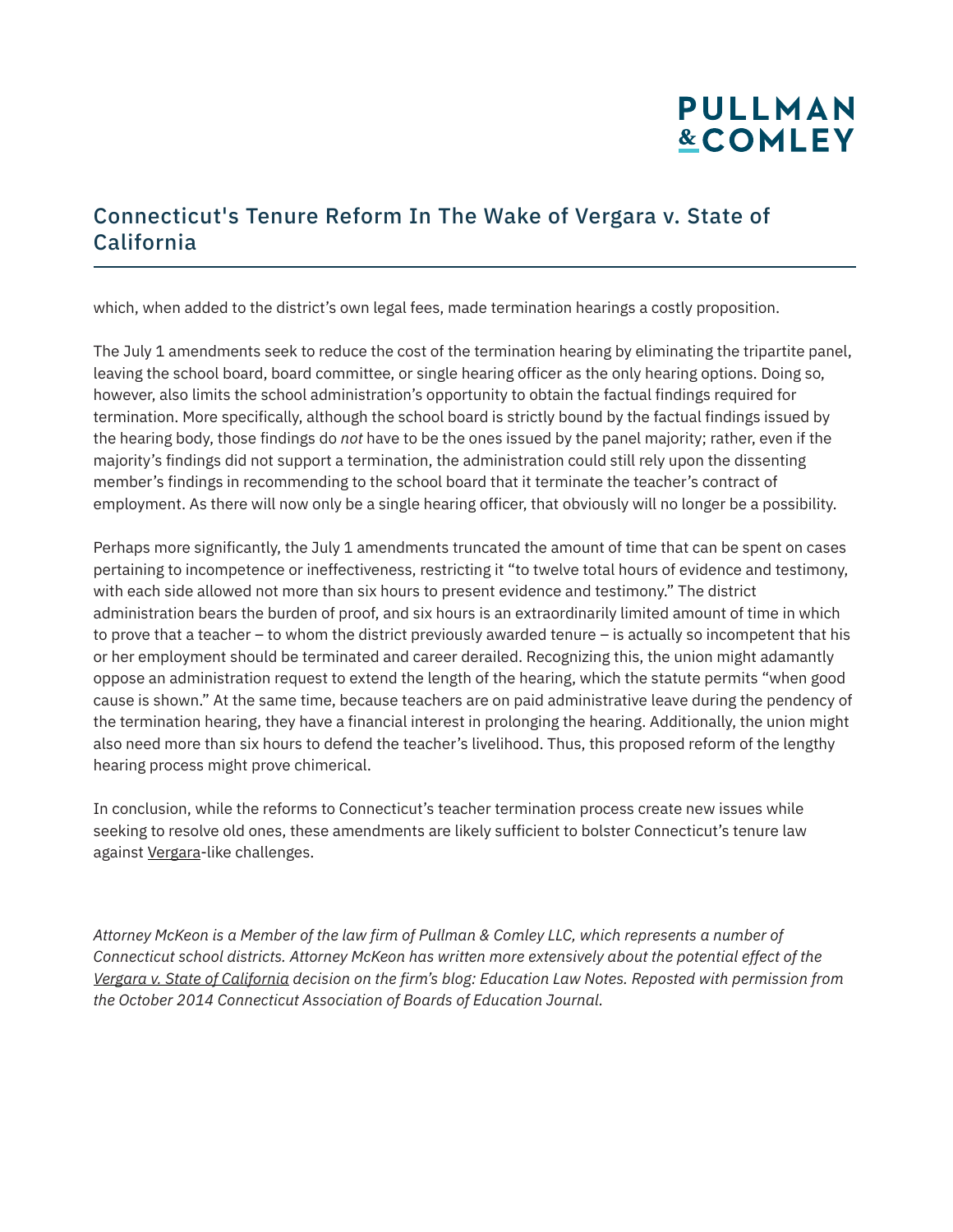which, when added to the district's own legal fees, made termination hearings a costly proposition.

The July 1 amendments seek to reduce the cost of the termination hearing by eliminating the tripartite panel, leaving the school board, board committee, or single hearing officer as the only hearing options. Doing so, however, also limits the school administration's opportunity to obtain the factual findings required for termination. More specifically, although the school board is strictly bound by the factual findings issued by the hearing body, those findings do *not* have to be the ones issued by the panel majority; rather, even if the majority's findings did not support a termination, the administration could still rely upon the dissenting member's findings in recommending to the school board that it terminate the teacher's contract of employment. As there will now only be a single hearing officer, that obviously will no longer be a possibility.

Perhaps more significantly, the July 1 amendments truncated the amount of time that can be spent on cases pertaining to incompetence or ineffectiveness, restricting it "to twelve total hours of evidence and testimony, with each side allowed not more than six hours to present evidence and testimony." The district administration bears the burden of proof, and six hours is an extraordinarily limited amount of time in which to prove that a teacher – to whom the district previously awarded tenure – is actually so incompetent that his or her employment should be terminated and career derailed. Recognizing this, the union might adamantly oppose an administration request to extend the length of the hearing, which the statute permits "when good cause is shown." At the same time, because teachers are on paid administrative leave during the pendency of the termination hearing, they have a financial interest in prolonging the hearing. Additionally, the union might also need more than six hours to defend the teacher's livelihood. Thus, this proposed reform of the lengthy hearing process might prove chimerical.

In conclusion, while the reforms to Connecticut's teacher termination process create new issues while seeking to resolve old ones, these amendments are likely sufficient to bolster Connecticut's tenure law against Vergara-like challenges.

*Attorney McKeon is a Member of the law firm of Pullman & Comley LLC, which represents a number of Connecticut school districts. Attorney McKeon has written more extensively about the potential effect of the Vergara v. State of California decision on the firm's blog: Education Law Notes. Reposted with permission from the October 2014 Connecticut Association of Boards of Education Journal.*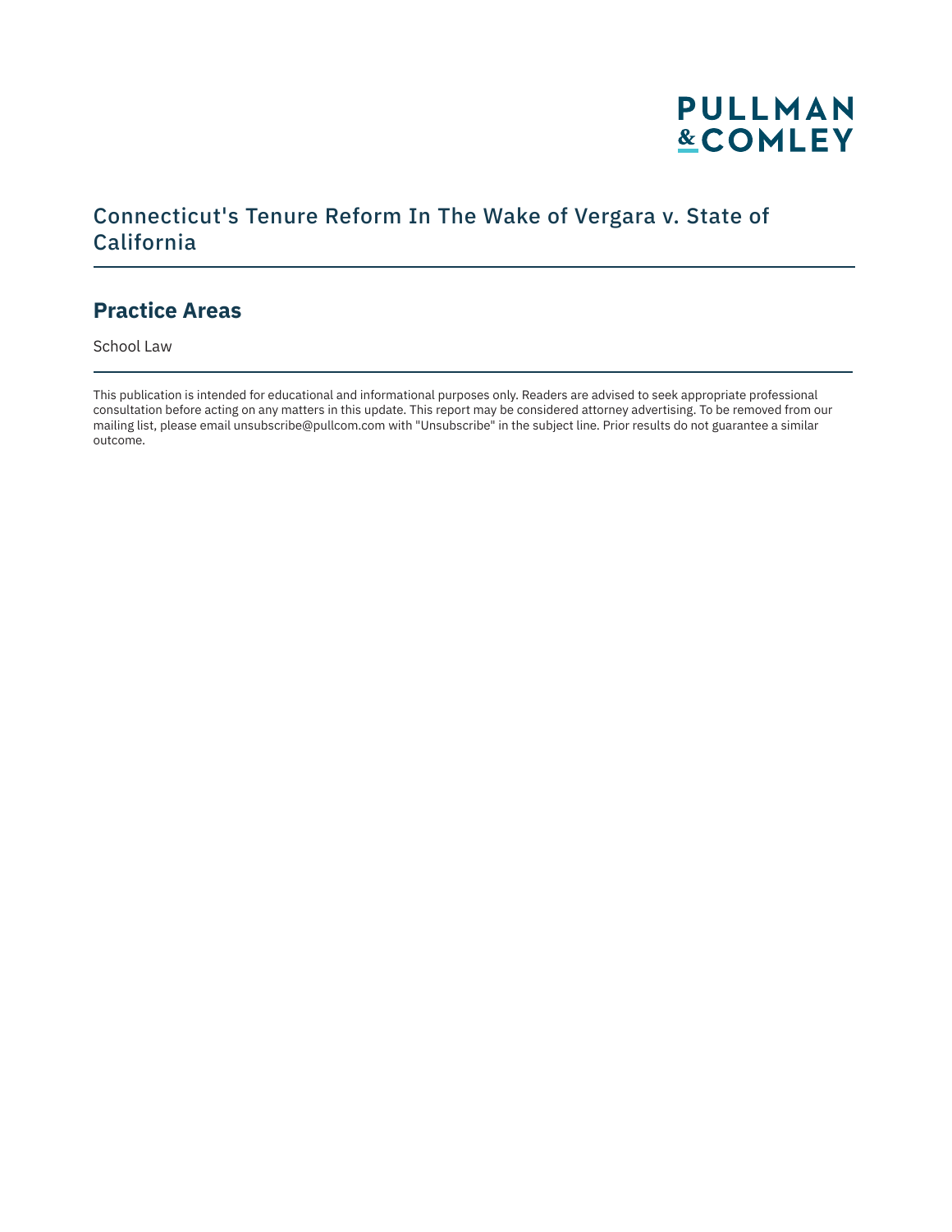# Connecticut's Tenure Reform In The Wake of Vergara v. State of California

## Practice Areas

School Law

This publication is intended for educational and informational purposes only. Readers are advised to seek appropriate professional consultation before acting on any matters in this update. This report may be considered attorney advertising. To be removed from our mailing list, please email unsubscribe@pullcom.com with "Unsubscribe" in the subject line. Prior results do not guarantee a similar outcome.